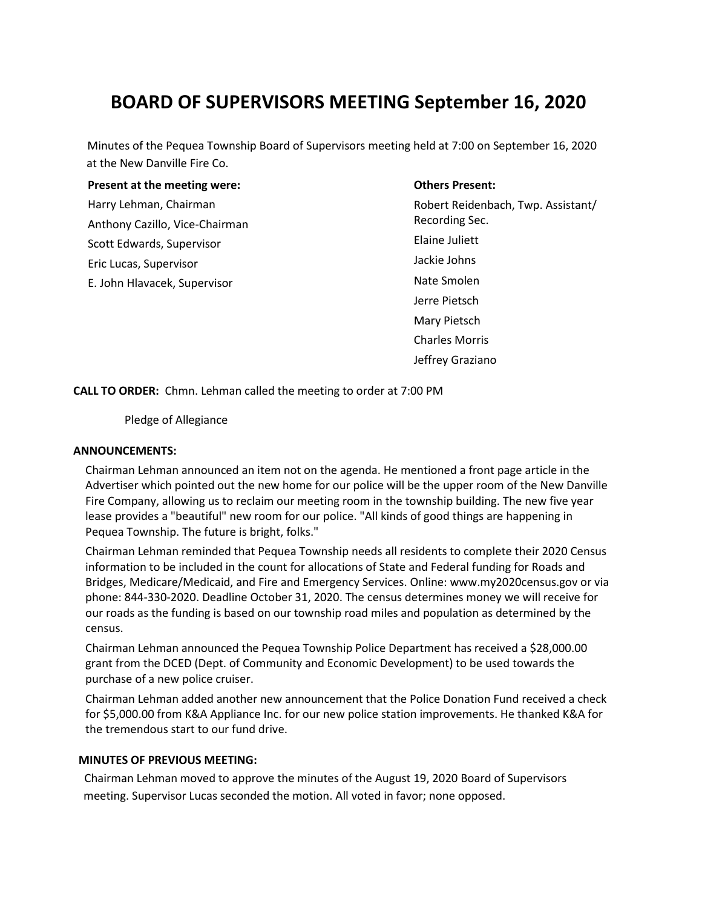# BOARD OF SUPERVISORS MEETING September 16, 2020

Minutes of the Pequea Township Board of Supervisors meeting held at 7:00 on September 16, 2020 at the New Danville Fire Co.

**Present at the meeting were:**

Harry Lehman, Chairman
Anthony Cazillo, Vice-Chairman
Scott Edwards, Supervisor
Eric Lucas, Supervisor
E. John Hlavacek, Supervisor

**Others Present:**

Robert Reidenbach, Twp. Assistant/ Recording Sec.
Elaine Juliett
Jackie Johns
Nate Smolen
Jerre Pietsch
Mary Pietsch
Charles Morris
Jeffrey Graziano

**CALL TO ORDER:** Chmn. Lehman called the meeting to order at 7:00 PM

Pledge of Allegiance

**ANNOUNCEMENTS:**

Chairman Lehman announced an item not on the agenda. He mentioned a front page article in the Advertiser which pointed out the new home for our police will be the upper room of the New Danville Fire Company, allowing us to reclaim our meeting room in the township building. The new five year lease provides a "beautiful" new room for our police. "All kinds of good things are happening in Pequea Township. The future is bright, folks."

Chairman Lehman reminded that Pequea Township needs all residents to complete their 2020 Census information to be included in the count for allocations of State and Federal funding for Roads and Bridges, Medicare/Medicaid, and Fire and Emergency Services. Online: www.my2020census.gov or via phone: 844-330-2020. Deadline October 31, 2020. The census determines money we will receive for our roads as the funding is based on our township road miles and population as determined by the census.

Chairman Lehman announced the Pequea Township Police Department has received a $28,000.00 grant from the DCED (Dept. of Community and Economic Development) to be used towards the purchase of a new police cruiser.

Chairman Lehman added another new announcement that the Police Donation Fund received a check for $5,000.00 from K&A Appliance Inc. for our new police station improvements. He thanked K&A for the tremendous start to our fund drive.

**MINUTES OF PREVIOUS MEETING:**

Chairman Lehman moved to approve the minutes of the August 19, 2020 Board of Supervisors meeting. Supervisor Lucas seconded the motion. All voted in favor; none opposed.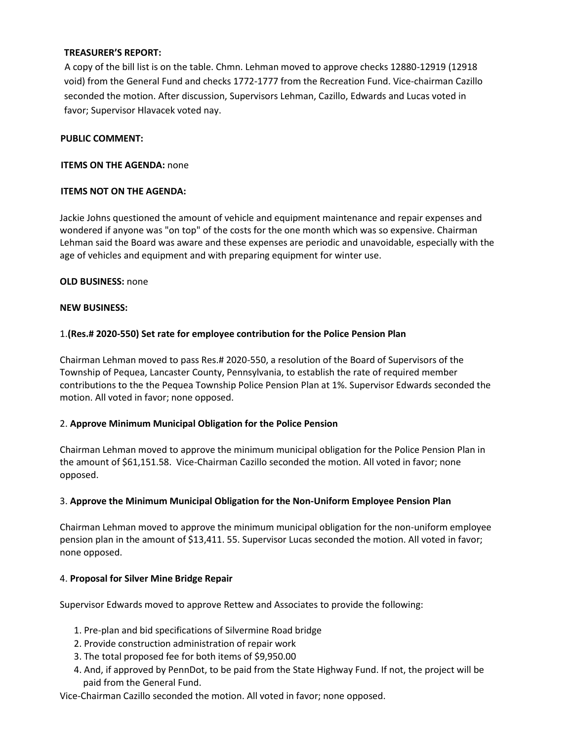**TREASURER'S REPORT:**

A copy of the bill list is on the table. Chmn. Lehman moved to approve checks 12880-12919 (12918 void) from the General Fund and checks 1772-1777 from the Recreation Fund. Vice-chairman Cazillo seconded the motion. After discussion, Supervisors Lehman, Cazillo, Edwards and Lucas voted in favor; Supervisor Hlavacek voted nay.

**PUBLIC COMMENT:**

**ITEMS ON THE AGENDA:** none

**ITEMS NOT ON THE AGENDA:**

Jackie Johns questioned the amount of vehicle and equipment maintenance and repair expenses and wondered if anyone was "on top" of the costs for the one month which was so expensive. Chairman Lehman said the Board was aware and these expenses are periodic and unavoidable, especially with the age of vehicles and equipment and with preparing equipment for winter use.

**OLD BUSINESS:** none

**NEW BUSINESS:**

1.**(Res.# 2020-550) Set rate for employee contribution for the Police Pension Plan**

Chairman Lehman moved to pass Res.# 2020-550, a resolution of the Board of Supervisors of the Township of Pequea, Lancaster County, Pennsylvania, to establish the rate of required member contributions to the the Pequea Township Police Pension Plan at 1%. Supervisor Edwards seconded the motion. All voted in favor; none opposed.

2. **Approve Minimum Municipal Obligation for the Police Pension**

Chairman Lehman moved to approve the minimum municipal obligation for the Police Pension Plan in the amount of $61,151.58. Vice-Chairman Cazillo seconded the motion. All voted in favor; none opposed.

3. **Approve the Minimum Municipal Obligation for the Non-Uniform Employee Pension Plan**

Chairman Lehman moved to approve the minimum municipal obligation for the non-uniform employee pension plan in the amount of $13,411. 55. Supervisor Lucas seconded the motion. All voted in favor; none opposed.

4. **Proposal for Silver Mine Bridge Repair**

Supervisor Edwards moved to approve Rettew and Associates to provide the following:

1. Pre-plan and bid specifications of Silvermine Road bridge
2. Provide construction administration of repair work
3. The total proposed fee for both items of $9,950.00
4. And, if approved by PennDot, to be paid from the State Highway Fund. If not, the project will be paid from the General Fund.

Vice-Chairman Cazillo seconded the motion. All voted in favor; none opposed.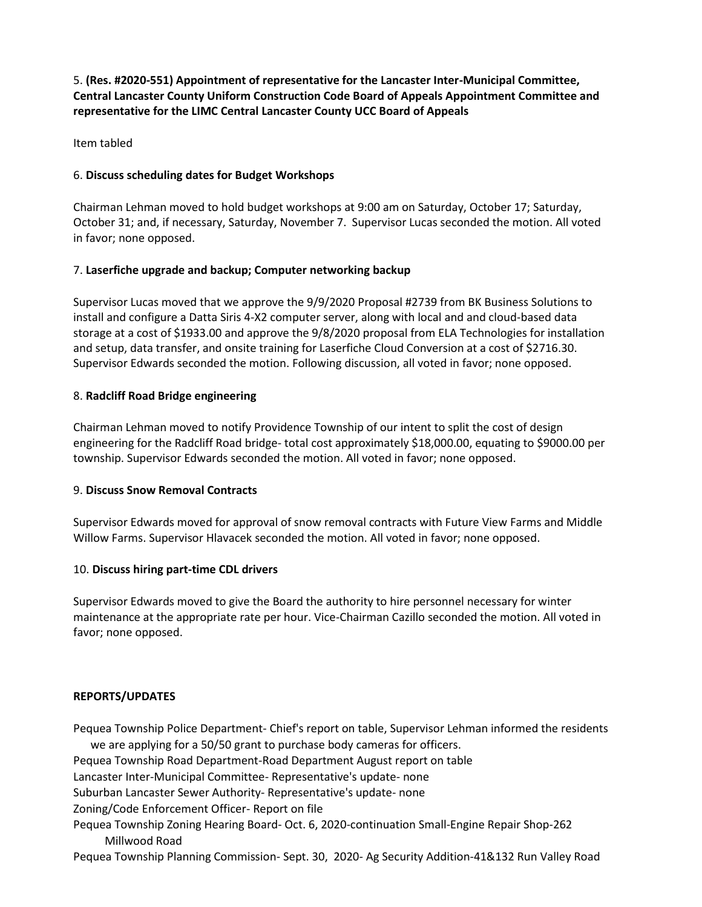5. **(Res. #2020-551) Appointment of representative for the Lancaster Inter-Municipal Committee, Central Lancaster County Uniform Construction Code Board of Appeals Appointment Committee and representative for the LIMC Central Lancaster County UCC Board of Appeals**

Item tabled

6. **Discuss scheduling dates for Budget Workshops**

Chairman Lehman moved to hold budget workshops at 9:00 am on Saturday, October 17; Saturday, October 31; and, if necessary, Saturday, November 7. Supervisor Lucas seconded the motion. All voted in favor; none opposed.

7. **Laserfiche upgrade and backup; Computer networking backup**

Supervisor Lucas moved that we approve the 9/9/2020 Proposal #2739 from BK Business Solutions to install and configure a Datta Siris 4-X2 computer server, along with local and and cloud-based data storage at a cost of $1933.00 and approve the 9/8/2020 proposal from ELA Technologies for installation and setup, data transfer, and onsite training for Laserfiche Cloud Conversion at a cost of $2716.30. Supervisor Edwards seconded the motion. Following discussion, all voted in favor; none opposed.

8. **Radcliff Road Bridge engineering**

Chairman Lehman moved to notify Providence Township of our intent to split the cost of design engineering for the Radcliff Road bridge- total cost approximately $18,000.00, equating to $9000.00 per township. Supervisor Edwards seconded the motion. All voted in favor; none opposed.

9. **Discuss Snow Removal Contracts**

Supervisor Edwards moved for approval of snow removal contracts with Future View Farms and Middle Willow Farms. Supervisor Hlavacek seconded the motion. All voted in favor; none opposed.

10. **Discuss hiring part-time CDL drivers**

Supervisor Edwards moved to give the Board the authority to hire personnel necessary for winter maintenance at the appropriate rate per hour. Vice-Chairman Cazillo seconded the motion. All voted in favor; none opposed.

**REPORTS/UPDATES**

Pequea Township Police Department- Chief's report on table, Supervisor Lehman informed the residents we are applying for a 50/50 grant to purchase body cameras for officers.
Pequea Township Road Department-Road Department August report on table
Lancaster Inter-Municipal Committee- Representative's update- none
Suburban Lancaster Sewer Authority- Representative's update- none
Zoning/Code Enforcement Officer- Report on file
Pequea Township Zoning Hearing Board- Oct. 6, 2020-continuation Small-Engine Repair Shop-262 Millwood Road
Pequea Township Planning Commission- Sept. 30, 2020- Ag Security Addition-41&132 Run Valley Road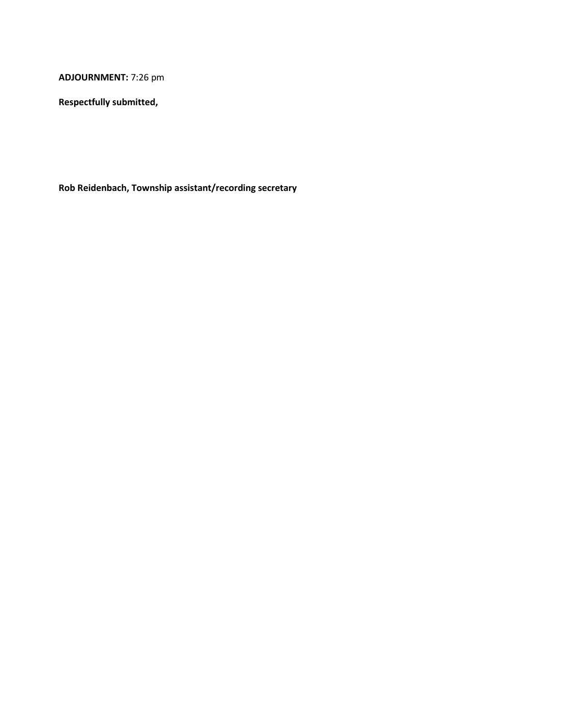**ADJOURNMENT:** 7:26 pm

**Respectfully submitted,**

**Rob Reidenbach, Township assistant/recording secretary**